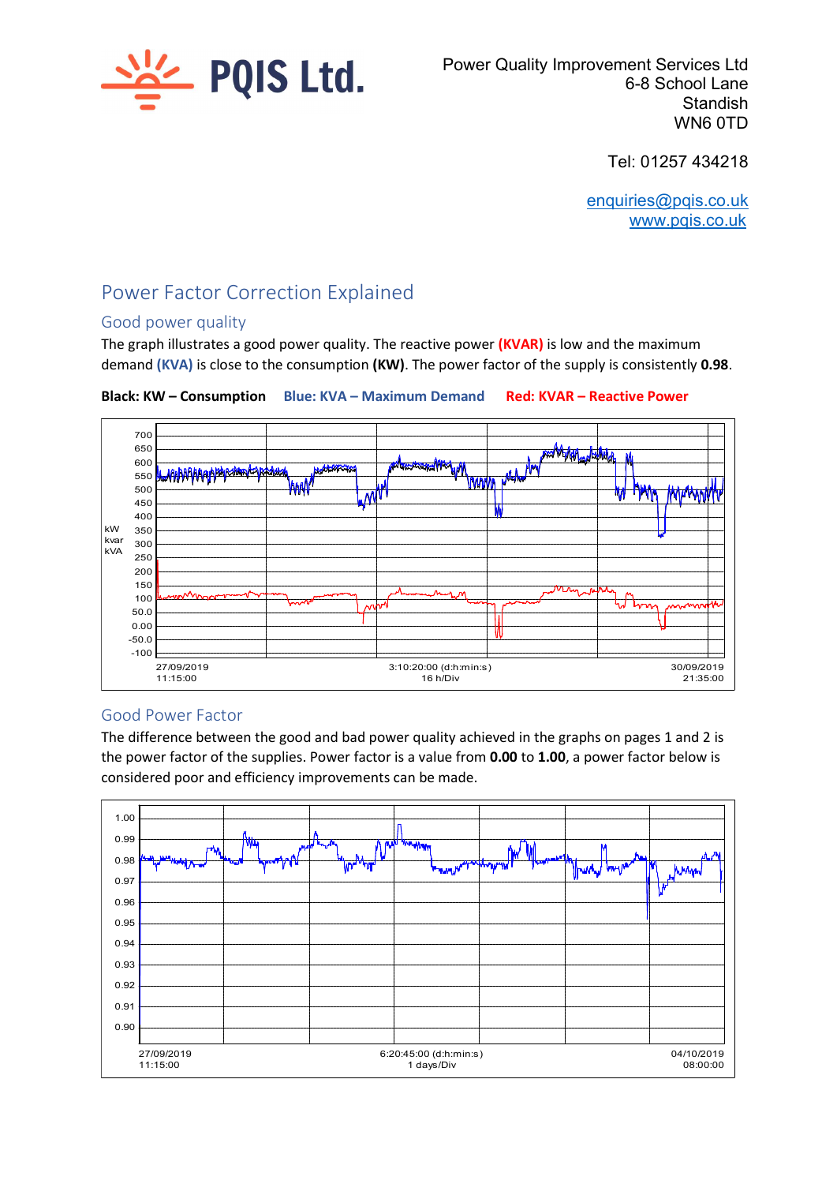PQIS Ltd.

Power Quality Improvement Services Ltd
6-8 School Lane
Standish
WN6 0TD

Tel: 01257 434218

enquiries@pqis.co.uk
www.pqis.co.uk

# Power Factor Correction Explained

## Good power quality

The graph illustrates a good power quality. The reactive power **(KVAR)** is low and the maximum demand **(KVA)** is close to the consumption **(KW)**. The power factor of the supply is consistently **0.98**.

**Black: KW – Consumption** **Blue: KVA – Maximum Demand** **Red: KVAR – Reactive Power**

## Good Power Factor

The difference between the good and bad power quality achieved in the graphs on pages 1 and 2 is the power factor of the supplies. Power factor is a value from **0.00** to **1.00**, a power factor below is considered poor and efficiency improvements can be made.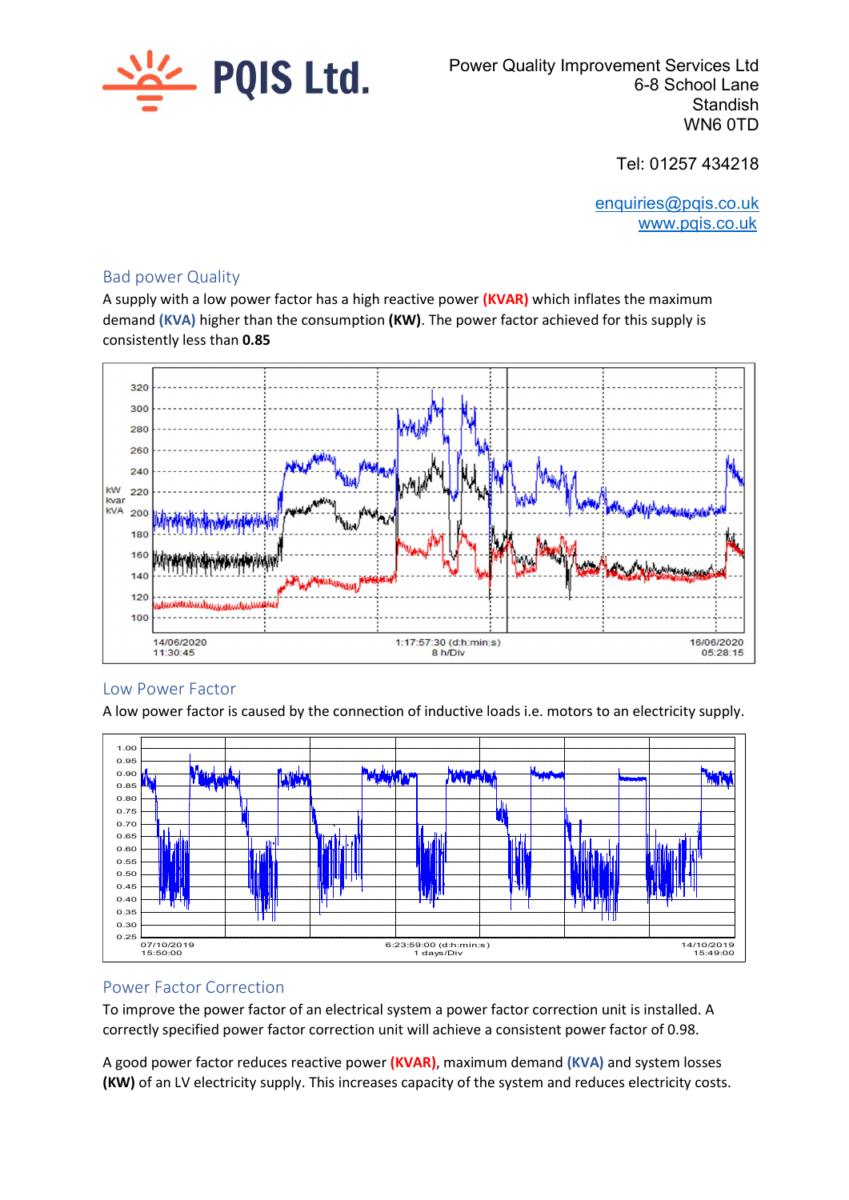PQIS Ltd.

Power Quality Improvement Services Ltd
6-8 School Lane
Standish
WN6 0TD

Tel: 01257 434218

enquiries@pqis.co.uk
www.pqis.co.uk

## Bad power Quality

A supply with a low power factor has a high reactive power **(KVAR)** which inflates the maximum demand **(KVA)** higher than the consumption **(KW)**. The power factor achieved for this supply is consistently less than **0.85**

kW
kvar
KVA
320
300
280
260
240
220
200
180
160
140
120
100
14/06/2020
11:30:45
1:17:57:30 (d:h:min:s)
8 h/Div
16/06/2020
05:28:15

## Low Power Factor

A low power factor is caused by the connection of inductive loads i.e. motors to an electricity supply.

1.00
0.95
0.90
0.85
0.80
0.75
0.70
0.65
0.60
0.55
0.50
0.45
0.40
0.35
0.30
0.25
07/10/2019
15:50:00
6:23:59:00 (d:h:min:s)
1 days/Div
14/10/2019
15:49:00

## Power Factor Correction

To improve the power factor of an electrical system a power factor correction unit is installed. A correctly specified power factor correction unit will achieve a consistent power factor of 0.98.

A good power factor reduces reactive power **(KVAR)**, maximum demand **(KVA)** and system losses **(KW)** of an LV electricity supply. This increases capacity of the system and reduces electricity costs.